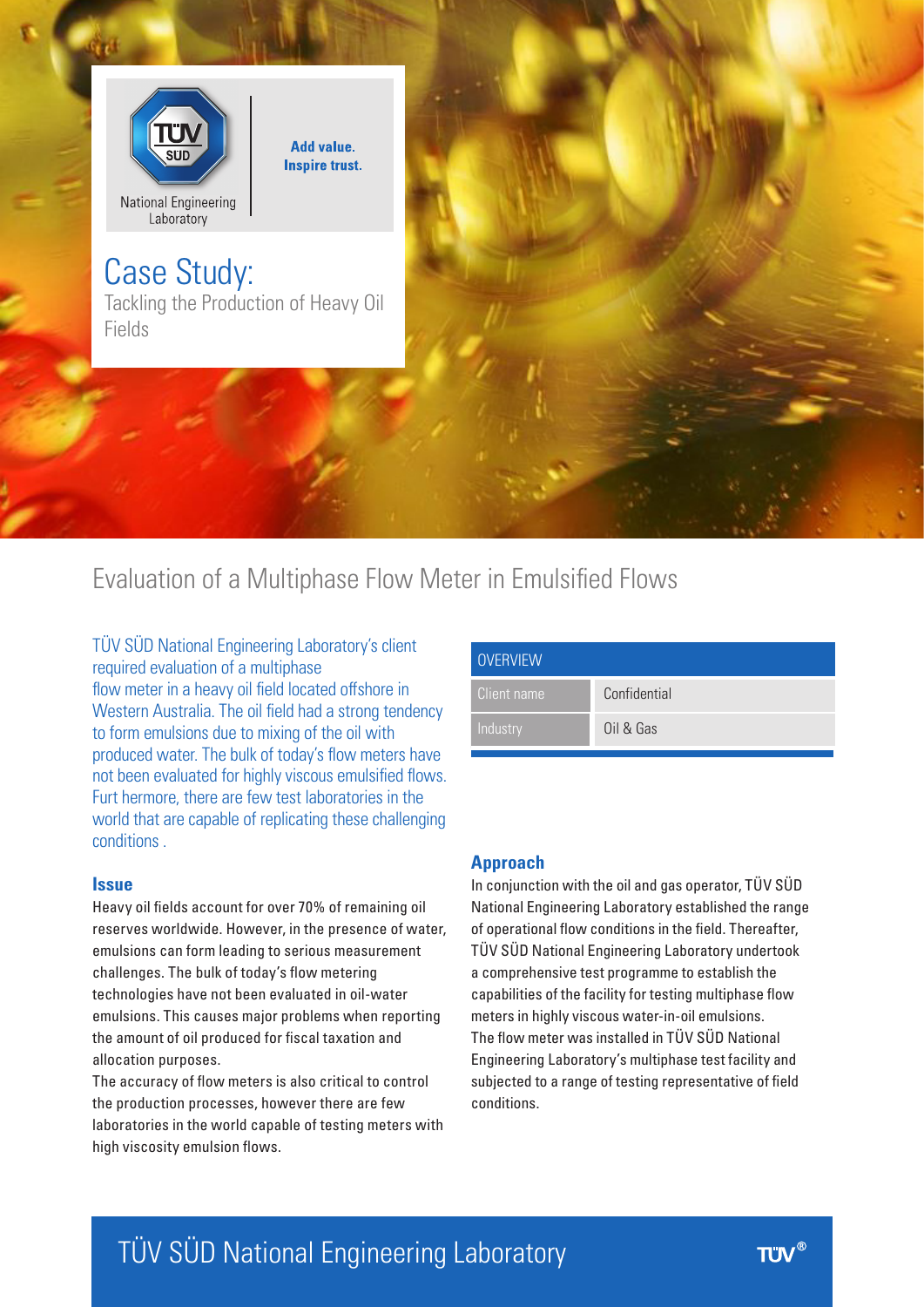National Engineering Laboratory

**Add value. Inspire trust.**

# Case Study:

Tackling the Production of Heavy Oil Fields

## Evaluation of a Multiphase Flow Meter in Emulsified Flows

TÜV SÜD National Engineering Laboratory's client required evaluation of a multiphase flow meter in a heavy oil field located offshore in Western Australia. The oil field had a strong tendency to form emulsions due to mixing of the oil with produced water. The bulk of today's flow meters have not been evaluated for highly viscous emulsified flows. Furt hermore, there are few test laboratories in the world that are capable of replicating these challenging conditions .

| OVERVIEW | |
|---|---|
| Client name | Confidential |
| Industry | Oil & Gas |

### Issue

Heavy oil fields account for over 70% of remaining oil reserves worldwide. However, in the presence of water, emulsions can form leading to serious measurement challenges. The bulk of today's flow metering technologies have not been evaluated in oil-water emulsions. This causes major problems when reporting the amount of oil produced for fiscal taxation and allocation purposes.

The accuracy of flow meters is also critical to control the production processes, however there are few laboratories in the world capable of testing meters with high viscosity emulsion flows.

### Approach

In conjunction with the oil and gas operator, TÜV SÜD National Engineering Laboratory established the range of operational flow conditions in the field. Thereafter, TÜV SÜD National Engineering Laboratory undertook a comprehensive test programme to establish the capabilities of the facility for testing multiphase flow meters in highly viscous water-in-oil emulsions.

The flow meter was installed in TÜV SÜD National Engineering Laboratory's multiphase test facility and subjected to a range of testing representative of field conditions.

TÜV SÜD National Engineering Laboratory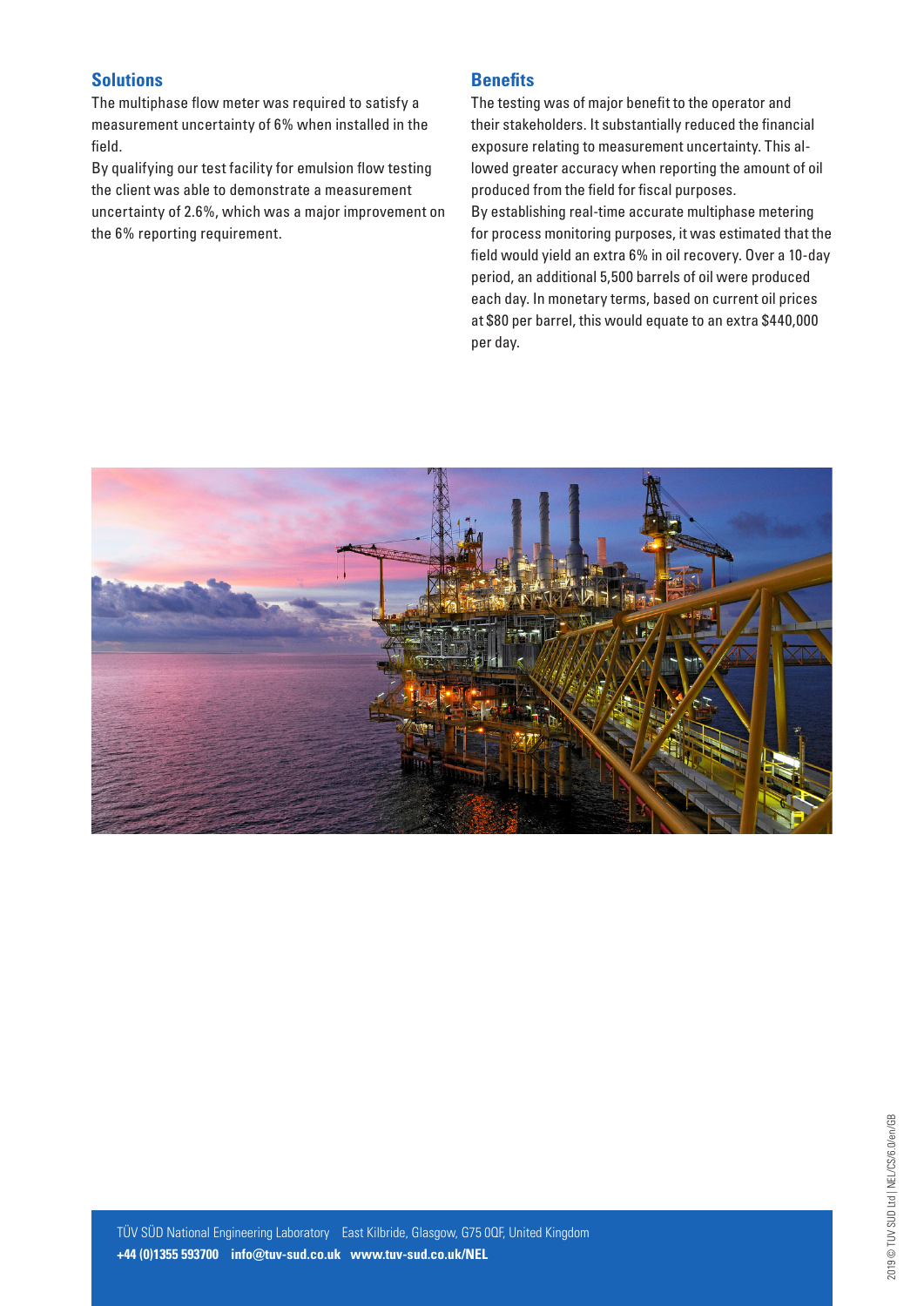## Solutions

The multiphase flow meter was required to satisfy a measurement uncertainty of 6% when installed in the field.

By qualifying our test facility for emulsion flow testing the client was able to demonstrate a measurement uncertainty of 2.6%, which was a major improvement on the 6% reporting requirement.

## Benefits

The testing was of major benefit to the operator and their stakeholders. It substantially reduced the financial exposure relating to measurement uncertainty. This allowed greater accuracy when reporting the amount of oil produced from the field for fiscal purposes.

By establishing real-time accurate multiphase metering for process monitoring purposes, it was estimated that the field would yield an extra 6% in oil recovery. Over a 10-day period, an additional 5,500 barrels of oil were produced each day. In monetary terms, based on current oil prices at $80 per barrel, this would equate to an extra $440,000 per day.

TÜV SÜD National Engineering Laboratory East Kilbride, Glasgow, G75 0QF, United Kingdom

**+44 (0)1355 593700 info@tuv-sud.co.uk www.tuv-sud.co.uk/NEL**

2019 © TÜV SÜD Ltd | NEL/CS/6.0/en/GB